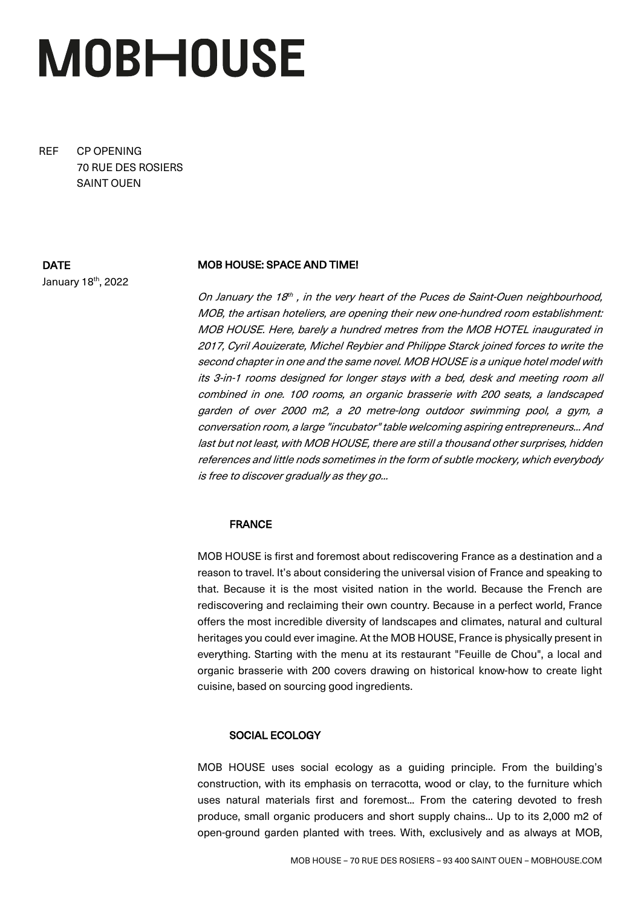# MOBHOUSE

REF CP OPENING
70 RUE DES ROSIERS
SAINT OUEN

**DATE**
January 18th, 2022

**MOB HOUSE: SPACE AND TIME!**

*On January the 18th , in the very heart of the Puces de Saint-Ouen neighbourhood, MOB, the artisan hoteliers, are opening their new one-hundred room establishment: MOB HOUSE. Here, barely a hundred metres from the MOB HOTEL inaugurated in 2017, Cyril Aouizerate, Michel Reybier and Philippe Starck joined forces to write the second chapter in one and the same novel. MOB HOUSE is a unique hotel model with its 3-in-1 rooms designed for longer stays with a bed, desk and meeting room all combined in one. 100 rooms, an organic brasserie with 200 seats, a landscaped garden of over 2000 m2, a 20 metre-long outdoor swimming pool, a gym, a conversation room, a large "incubator" table welcoming aspiring entrepreneurs... And last but not least, with MOB HOUSE, there are still a thousand other surprises, hidden references and little nods sometimes in the form of subtle mockery, which everybody is free to discover gradually as they go...*

## FRANCE

MOB HOUSE is first and foremost about rediscovering France as a destination and a reason to travel. It's about considering the universal vision of France and speaking to that. Because it is the most visited nation in the world. Because the French are rediscovering and reclaiming their own country. Because in a perfect world, France offers the most incredible diversity of landscapes and climates, natural and cultural heritages you could ever imagine. At the MOB HOUSE, France is physically present in everything. Starting with the menu at its restaurant "Feuille de Chou", a local and organic brasserie with 200 covers drawing on historical know-how to create light cuisine, based on sourcing good ingredients.

## SOCIAL ECOLOGY

MOB HOUSE uses social ecology as a guiding principle. From the building's construction, with its emphasis on terracotta, wood or clay, to the furniture which uses natural materials first and foremost... From the catering devoted to fresh produce, small organic producers and short supply chains... Up to its 2,000 m2 of open-ground garden planted with trees. With, exclusively and as always at MOB,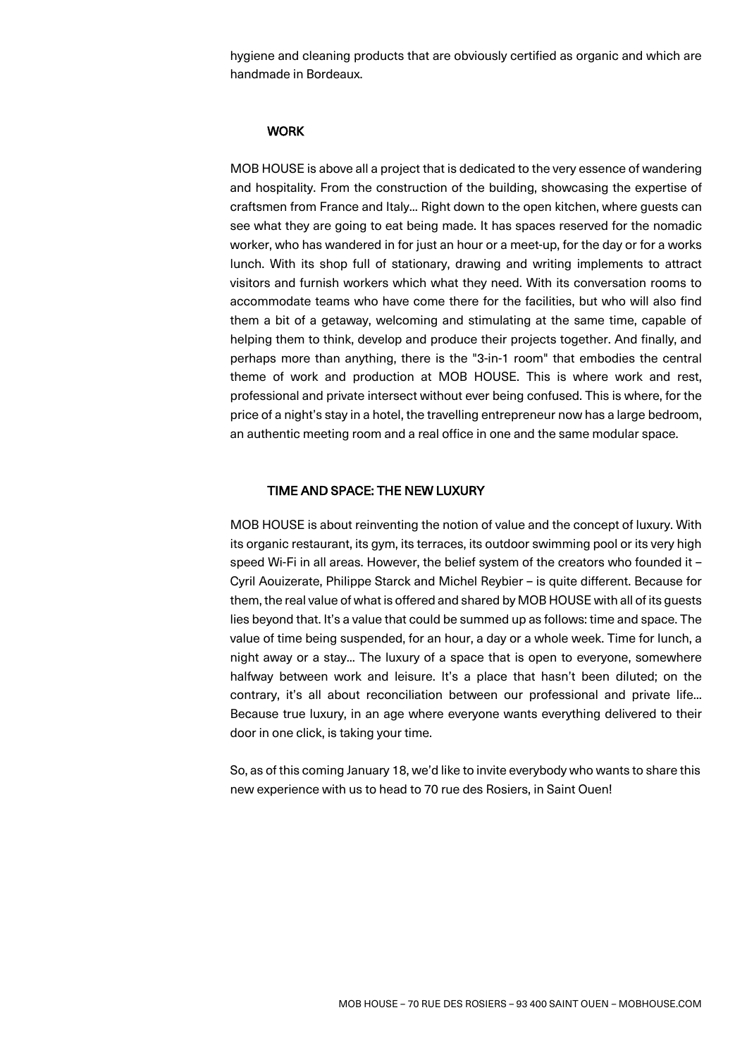hygiene and cleaning products that are obviously certified as organic and which are handmade in Bordeaux.

## WORK

MOB HOUSE is above all a project that is dedicated to the very essence of wandering and hospitality. From the construction of the building, showcasing the expertise of craftsmen from France and Italy… Right down to the open kitchen, where guests can see what they are going to eat being made. It has spaces reserved for the nomadic worker, who has wandered in for just an hour or a meet-up, for the day or for a works lunch. With its shop full of stationary, drawing and writing implements to attract visitors and furnish workers which what they need. With its conversation rooms to accommodate teams who have come there for the facilities, but who will also find them a bit of a getaway, welcoming and stimulating at the same time, capable of helping them to think, develop and produce their projects together. And finally, and perhaps more than anything, there is the "3-in-1 room" that embodies the central theme of work and production at MOB HOUSE. This is where work and rest, professional and private intersect without ever being confused. This is where, for the price of a night's stay in a hotel, the travelling entrepreneur now has a large bedroom, an authentic meeting room and a real office in one and the same modular space.

## TIME AND SPACE: THE NEW LUXURY

MOB HOUSE is about reinventing the notion of value and the concept of luxury. With its organic restaurant, its gym, its terraces, its outdoor swimming pool or its very high speed Wi-Fi in all areas. However, the belief system of the creators who founded it – Cyril Aouizerate, Philippe Starck and Michel Reybier – is quite different. Because for them, the real value of what is offered and shared by MOB HOUSE with all of its guests lies beyond that. It's a value that could be summed up as follows: time and space. The value of time being suspended, for an hour, a day or a whole week. Time for lunch, a night away or a stay… The luxury of a space that is open to everyone, somewhere halfway between work and leisure. It's a place that hasn't been diluted; on the contrary, it's all about reconciliation between our professional and private life… Because true luxury, in an age where everyone wants everything delivered to their door in one click, is taking your time.

So, as of this coming January 18, we'd like to invite everybody who wants to share this new experience with us to head to 70 rue des Rosiers, in Saint Ouen!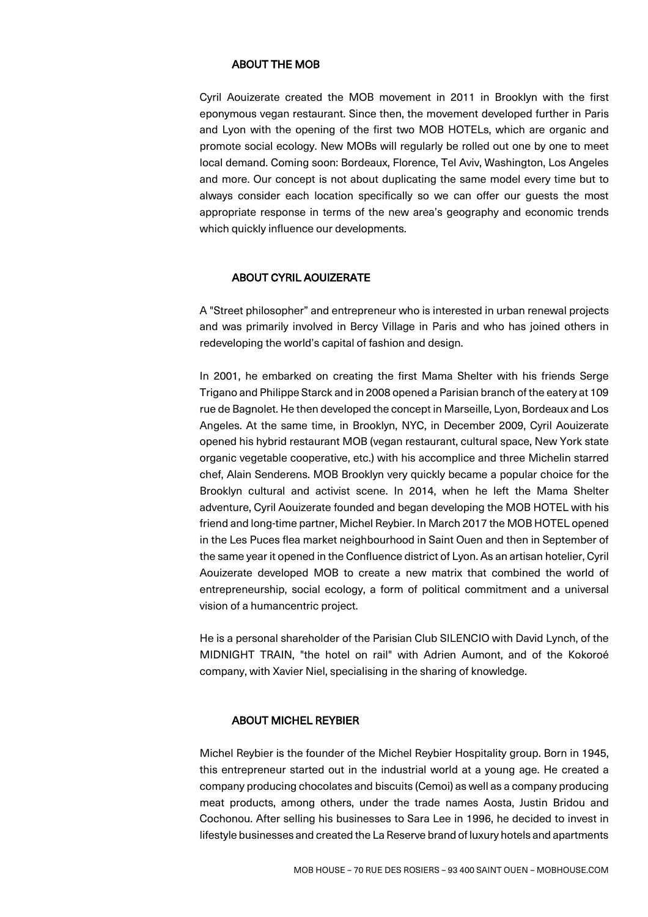## ABOUT THE MOB

Cyril Aouizerate created the MOB movement in 2011 in Brooklyn with the first eponymous vegan restaurant. Since then, the movement developed further in Paris and Lyon with the opening of the first two MOB HOTELs, which are organic and promote social ecology. New MOBs will regularly be rolled out one by one to meet local demand. Coming soon: Bordeaux, Florence, Tel Aviv, Washington, Los Angeles and more. Our concept is not about duplicating the same model every time but to always consider each location specifically so we can offer our guests the most appropriate response in terms of the new area's geography and economic trends which quickly influence our developments.

## ABOUT CYRIL AOUIZERATE

A "Street philosopher" and entrepreneur who is interested in urban renewal projects and was primarily involved in Bercy Village in Paris and who has joined others in redeveloping the world's capital of fashion and design.

In 2001, he embarked on creating the first Mama Shelter with his friends Serge Trigano and Philippe Starck and in 2008 opened a Parisian branch of the eatery at 109 rue de Bagnolet. He then developed the concept in Marseille, Lyon, Bordeaux and Los Angeles. At the same time, in Brooklyn, NYC, in December 2009, Cyril Aouizerate opened his hybrid restaurant MOB (vegan restaurant, cultural space, New York state organic vegetable cooperative, etc.) with his accomplice and three Michelin starred chef, Alain Senderens. MOB Brooklyn very quickly became a popular choice for the Brooklyn cultural and activist scene. In 2014, when he left the Mama Shelter adventure, Cyril Aouizerate founded and began developing the MOB HOTEL with his friend and long-time partner, Michel Reybier. In March 2017 the MOB HOTEL opened in the Les Puces flea market neighbourhood in Saint Ouen and then in September of the same year it opened in the Confluence district of Lyon. As an artisan hotelier, Cyril Aouizerate developed MOB to create a new matrix that combined the world of entrepreneurship, social ecology, a form of political commitment and a universal vision of a humancentric project.

He is a personal shareholder of the Parisian Club SILENCIO with David Lynch, of the MIDNIGHT TRAIN, "the hotel on rail" with Adrien Aumont, and of the Kokoroé company, with Xavier Niel, specialising in the sharing of knowledge.

## ABOUT MICHEL REYBIER

Michel Reybier is the founder of the Michel Reybier Hospitality group. Born in 1945, this entrepreneur started out in the industrial world at a young age. He created a company producing chocolates and biscuits (Cemoi) as well as a company producing meat products, among others, under the trade names Aosta, Justin Bridou and Cochonou. After selling his businesses to Sara Lee in 1996, he decided to invest in lifestyle businesses and created the La Reserve brand of luxury hotels and apartments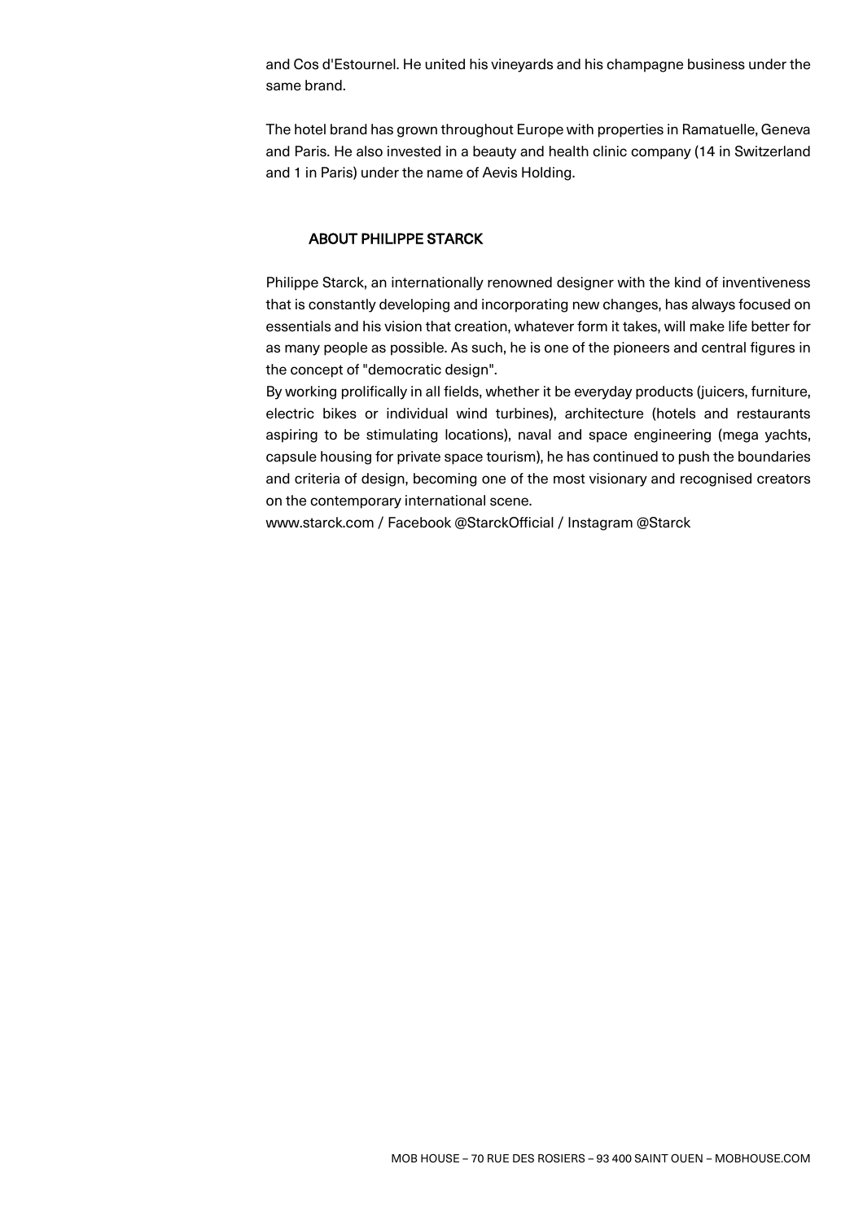and Cos d'Estournel. He united his vineyards and his champagne business under the same brand.

The hotel brand has grown throughout Europe with properties in Ramatuelle, Geneva and Paris. He also invested in a beauty and health clinic company (14 in Switzerland and 1 in Paris) under the name of Aevis Holding.

## ABOUT PHILIPPE STARCK

Philippe Starck, an internationally renowned designer with the kind of inventiveness that is constantly developing and incorporating new changes, has always focused on essentials and his vision that creation, whatever form it takes, will make life better for as many people as possible. As such, he is one of the pioneers and central figures in the concept of "democratic design".

By working prolifically in all fields, whether it be everyday products (juicers, furniture, electric bikes or individual wind turbines), architecture (hotels and restaurants aspiring to be stimulating locations), naval and space engineering (mega yachts, capsule housing for private space tourism), he has continued to push the boundaries and criteria of design, becoming one of the most visionary and recognised creators on the contemporary international scene.

www.starck.com / Facebook @StarckOfficial / Instagram @Starck